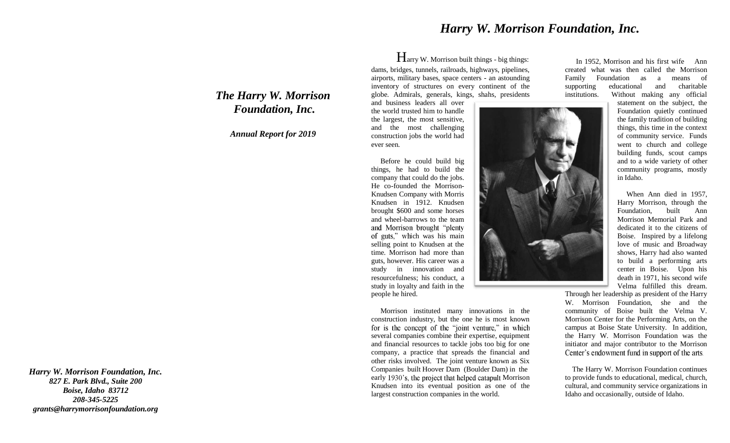# The Harry W. Morrison Foundation, Inc.

***Annual Report for 2019***

***Harry W. Morrison Foundation, Inc.***
***827 E. Park Blvd., Suite 200***
***Boise, Idaho 83712***
***208-345-5225***
***grants@harrymorrisonfoundation.org***

## Harry W. Morrison Foundation, Inc.

Harry W. Morrison built things - big things: dams, bridges, tunnels, railroads, highways, pipelines, airports, military bases, space centers - an astounding inventory of structures on every continent of the globe. Admirals, generals, kings, shahs, presidents and business leaders all over the world trusted him to handle the largest, the most sensitive, and the most challenging construction jobs the world had ever seen.

Before he could build big things, he had to build the company that could do the jobs. He co-founded the Morrison-Knudsen Company with Morris Knudsen in 1912. Knudsen brought $600 and some horses and wheel-barrows to the team and Morrison brought "plenty of guts," which was his main selling point to Knudsen at the time. Morrison had more than guts, however. His career was a study in innovation and resourcefulness; his conduct, a study in loyalty and faith in the people he hired.

Morrison instituted many innovations in the construction industry, but the one he is most known for is the concept of the "joint venture," in which several companies combine their expertise, equipment and financial resources to tackle jobs too big for one company, a practice that spreads the financial and other risks involved. The joint venture known as Six Companies built Hoover Dam (Boulder Dam) in the early 1930's, the project that helped catapult Morrison Knudsen into its eventual position as one of the largest construction companies in the world.

In 1952, Morrison and his first wife Ann created what was then called the Morrison Family Foundation as a means of supporting educational and charitable institutions. Without making any official statement on the subject, the Foundation quietly continued the family tradition of building things, this time in the context of community service. Funds went to church and college building funds, scout camps and to a wide variety of other community programs, mostly in Idaho.

When Ann died in 1957, Harry Morrison, through the Foundation, built Ann Morrison Memorial Park and dedicated it to the citizens of Boise. Inspired by a lifelong love of music and Broadway shows, Harry had also wanted to build a performing arts center in Boise. Upon his death in 1971, his second wife Velma fulfilled this dream. Through her leadership as president of the Harry W. Morrison Foundation, she and the community of Boise built the Velma V. Morrison Center for the Performing Arts, on the campus at Boise State University. In addition, the Harry W. Morrison Foundation was the initiator and major contributor to the Morrison Center's endowment fund in support of the arts.

The Harry W. Morrison Foundation continues to provide funds to educational, medical, church, cultural, and community service organizations in Idaho and occasionally, outside of Idaho.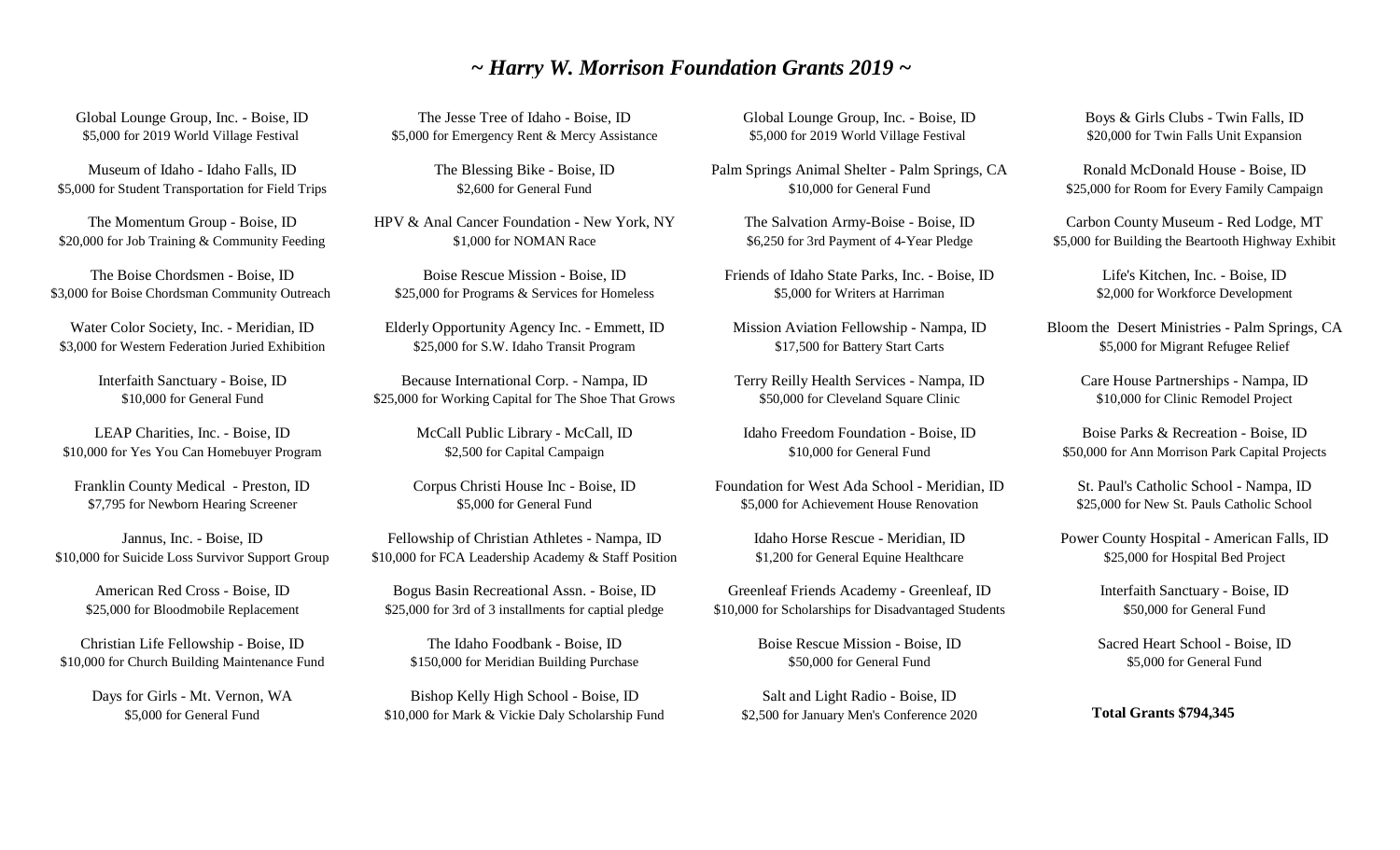# *~ Harry W. Morrison Foundation Grants 2019 ~*

Global Lounge Group, Inc. - Boise, ID
$5,000 for 2019 World Village Festival

Museum of Idaho - Idaho Falls, ID
$5,000 for Student Transportation for Field Trips

The Momentum Group - Boise, ID
$20,000 for Job Training & Community Feeding

The Boise Chordsmen - Boise, ID
$3,000 for Boise Chordsman Community Outreach

Water Color Society, Inc. - Meridian, ID
$3,000 for Western Federation Juried Exhibition

Interfaith Sanctuary - Boise, ID
$10,000 for General Fund

LEAP Charities, Inc. - Boise, ID
$10,000 for Yes You Can Homebuyer Program

Franklin County Medical - Preston, ID
$7,795 for Newborn Hearing Screener

Jannus, Inc. - Boise, ID
$10,000 for Suicide Loss Survivor Support Group

American Red Cross - Boise, ID
$25,000 for Bloodmobile Replacement

Christian Life Fellowship - Boise, ID
$10,000 for Church Building Maintenance Fund

Days for Girls - Mt. Vernon, WA
$5,000 for General Fund

The Jesse Tree of Idaho - Boise, ID
$5,000 for Emergency Rent & Mercy Assistance

The Blessing Bike - Boise, ID
$2,600 for General Fund

HPV & Anal Cancer Foundation - New York, NY
$1,000 for NOMAN Race

Boise Rescue Mission - Boise, ID
$25,000 for Programs & Services for Homeless

Elderly Opportunity Agency Inc. - Emmett, ID
$25,000 for S.W. Idaho Transit Program

Because International Corp. - Nampa, ID
$25,000 for Working Capital for The Shoe That Grows

McCall Public Library - McCall, ID
$2,500 for Capital Campaign

Corpus Christi House Inc - Boise, ID
$5,000 for General Fund

Fellowship of Christian Athletes - Nampa, ID
$10,000 for FCA Leadership Academy & Staff Position

Bogus Basin Recreational Assn. - Boise, ID
$25,000 for 3rd of 3 installments for captial pledge

The Idaho Foodbank - Boise, ID
$150,000 for Meridian Building Purchase

Bishop Kelly High School - Boise, ID
$10,000 for Mark & Vickie Daly Scholarship Fund

Global Lounge Group, Inc. - Boise, ID
$5,000 for 2019 World Village Festival

Palm Springs Animal Shelter - Palm Springs, CA
$10,000 for General Fund

The Salvation Army-Boise - Boise, ID
$6,250 for 3rd Payment of 4-Year Pledge

Friends of Idaho State Parks, Inc. - Boise, ID
$5,000 for Writers at Harriman

Mission Aviation Fellowship - Nampa, ID
$17,500 for Battery Start Carts

Terry Reilly Health Services - Nampa, ID
$50,000 for Cleveland Square Clinic

Idaho Freedom Foundation - Boise, ID
$10,000 for General Fund

Foundation for West Ada School - Meridian, ID
$5,000 for Achievement House Renovation

Idaho Horse Rescue - Meridian, ID
$1,200 for General Equine Healthcare

Greenleaf Friends Academy - Greenleaf, ID
$10,000 for Scholarships for Disadvantaged Students

Boise Rescue Mission - Boise, ID
$50,000 for General Fund

Salt and Light Radio - Boise, ID
$2,500 for January Men's Conference 2020

Boys & Girls Clubs - Twin Falls, ID
$20,000 for Twin Falls Unit Expansion

Ronald McDonald House - Boise, ID
$25,000 for Room for Every Family Campaign

Carbon County Museum - Red Lodge, MT
$5,000 for Building the Beartooth Highway Exhibit

Life's Kitchen, Inc. - Boise, ID
$2,000 for Workforce Development

Bloom the Desert Ministries - Palm Springs, CA
$5,000 for Migrant Refugee Relief

Care House Partnerships - Nampa, ID
$10,000 for Clinic Remodel Project

Boise Parks & Recreation - Boise, ID
$50,000 for Ann Morrison Park Capital Projects

St. Paul's Catholic School - Nampa, ID
$25,000 for New St. Pauls Catholic School

Power County Hospital - American Falls, ID
$25,000 for Hospital Bed Project

Interfaith Sanctuary - Boise, ID
$50,000 for General Fund

Sacred Heart School - Boise, ID
$5,000 for General Fund

**Total Grants $794,345**